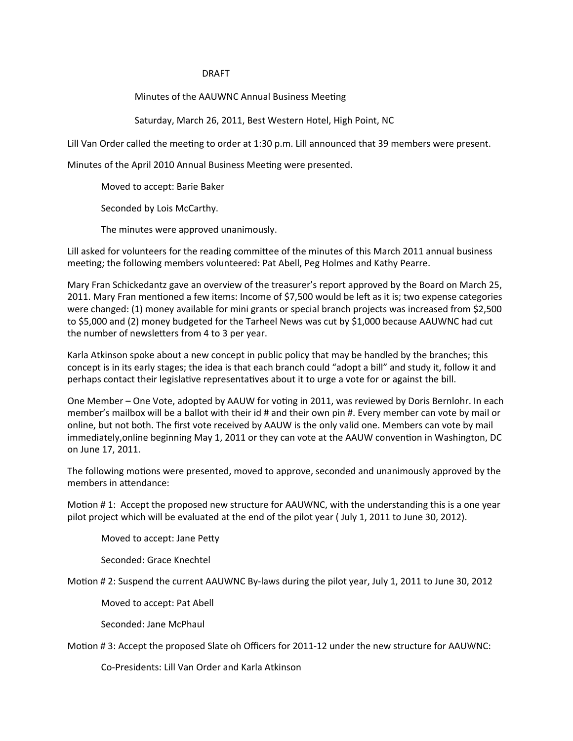DRAFT

Minutes of the AAUWNC Annual Business Meeting

Saturday, March 26, 2011, Best Western Hotel, High Point, NC

Lill Van Order called the meeting to order at 1:30 p.m. Lill announced that 39 members were present.

Minutes of the April 2010 Annual Business Meeting were presented.

> Moved to accept: Barie Baker
>
> Seconded by Lois McCarthy.
>
> The minutes were approved unanimously.

Lill asked for volunteers for the reading committee of the minutes of this March 2011 annual business meeting; the following members volunteered: Pat Abell, Peg Holmes and Kathy Pearre.

Mary Fran Schickedantz gave an overview of the treasurer's report approved by the Board on March 25, 2011. Mary Fran mentioned a few items: Income of $7,500 would be left as it is; two expense categories were changed: (1) money available for mini grants or special branch projects was increased from $2,500 to $5,000 and (2) money budgeted for the Tarheel News was cut by $1,000 because AAUWNC had cut the number of newsletters from 4 to 3 per year.

Karla Atkinson spoke about a new concept in public policy that may be handled by the branches; this concept is in its early stages; the idea is that each branch could "adopt a bill" and study it, follow it and perhaps contact their legislative representatives about it to urge a vote for or against the bill.

One Member – One Vote, adopted by AAUW for voting in 2011, was reviewed by Doris Bernlohr. In each member's mailbox will be a ballot with their id # and their own pin #. Every member can vote by mail or online, but not both. The first vote received by AAUW is the only valid one. Members can vote by mail immediately,online beginning May 1, 2011 or they can vote at the AAUW convention in Washington, DC on June 17, 2011.

The following motions were presented, moved to approve, seconded and unanimously approved by the members in attendance:

Motion # 1: Accept the proposed new structure for AAUWNC, with the understanding this is a one year pilot project which will be evaluated at the end of the pilot year ( July 1, 2011 to June 30, 2012).

> Moved to accept: Jane Petty
>
> Seconded: Grace Knechtel

Motion # 2: Suspend the current AAUWNC By-laws during the pilot year, July 1, 2011 to June 30, 2012

> Moved to accept: Pat Abell
>
> Seconded: Jane McPhaul

Motion # 3: Accept the proposed Slate oh Officers for 2011-12 under the new structure for AAUWNC:

> Co-Presidents: Lill Van Order and Karla Atkinson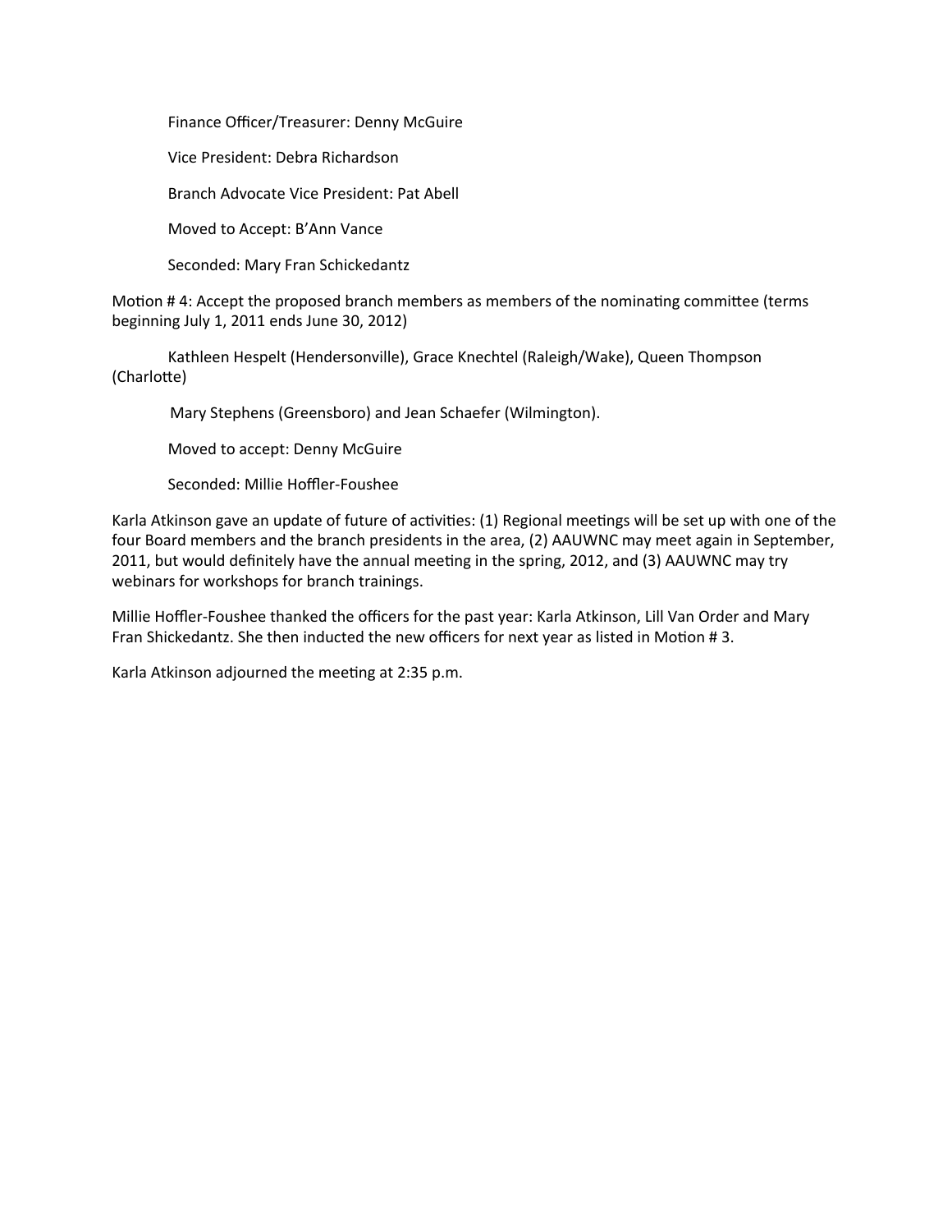Finance Officer/Treasurer: Denny McGuire

Vice President: Debra Richardson

Branch Advocate Vice President: Pat Abell

Moved to Accept: B'Ann Vance

Seconded: Mary Fran Schickedantz

Motion # 4: Accept the proposed branch members as members of the nominating committee (terms beginning July 1, 2011 ends June 30, 2012)

Kathleen Hespelt (Hendersonville), Grace Knechtel (Raleigh/Wake), Queen Thompson (Charlotte)

Mary Stephens (Greensboro) and Jean Schaefer (Wilmington).

Moved to accept: Denny McGuire

Seconded: Millie Hoffler-Foushee

Karla Atkinson gave an update of future of activities: (1) Regional meetings will be set up with one of the four Board members and the branch presidents in the area, (2) AAUWNC may meet again in September, 2011, but would definitely have the annual meeting in the spring, 2012, and (3) AAUWNC may try webinars for workshops for branch trainings.

Millie Hoffler-Foushee thanked the officers for the past year: Karla Atkinson, Lill Van Order and Mary Fran Shickedantz. She then inducted the new officers for next year as listed in Motion # 3.

Karla Atkinson adjourned the meeting at 2:35 p.m.